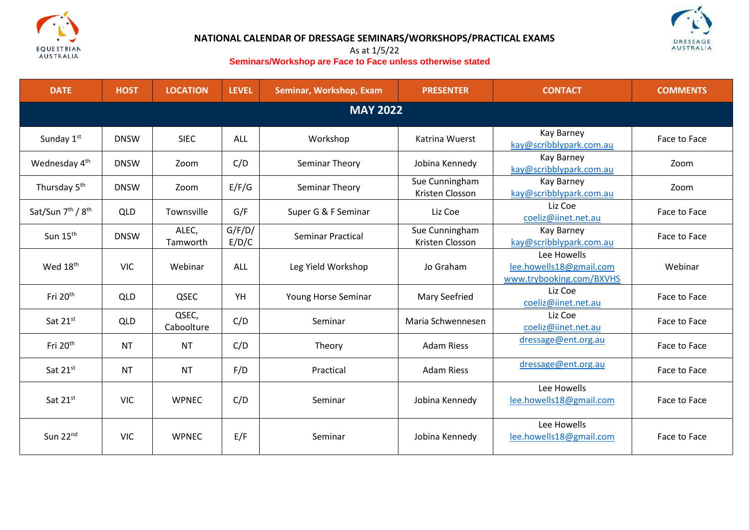# NATIONAL CALENDAR OF DRESSAGE SEMINARS/WORKSHOPS/PRACTICAL EXAMS

As at 1/5/22

**Seminars/Workshop are Face to Face unless otherwise stated**

| DATE | HOST | LOCATION | LEVEL | Seminar, Workshop, Exam | PRESENTER | CONTACT | COMMENTS |
|---|---|---|---|---|---|---|---|
| **MAY 2022** | | | | | | | |
| Sunday 1st | DNSW | SIEC | ALL | Workshop | Katrina Wuerst | Kay Barney kay@scribblypark.com.au | Face to Face |
| Wednesday 4th | DNSW | Zoom | C/D | Seminar Theory | Jobina Kennedy | Kay Barney kay@scribblypark.com.au | Zoom |
| Thursday 5th | DNSW | Zoom | E/F/G | Seminar Theory | Sue Cunningham Kristen Closson | Kay Barney kay@scribblypark.com.au | Zoom |
| Sat/Sun 7th / 8th | QLD | Townsville | G/F | Super G & F Seminar | Liz Coe | Liz Coe coeliz@iinet.net.au | Face to Face |
| Sun 15th | DNSW | ALEC, Tamworth | G/F/D/ E/D/C | Seminar Practical | Sue Cunningham Kristen Closson | Kay Barney kay@scribblypark.com.au | Face to Face |
| Wed 18th | VIC | Webinar | ALL | Leg Yield Workshop | Jo Graham | Lee Howells lee.howells18@gmail.com www.trybooking.com/BXVHS | Webinar |
| Fri 20th | QLD | QSEC | YH | Young Horse Seminar | Mary Seefried | Liz Coe coeliz@iinet.net.au | Face to Face |
| Sat 21st | QLD | QSEC, Caboolture | C/D | Seminar | Maria Schwennesen | Liz Coe coeliz@iinet.net.au | Face to Face |
| Fri 20th | NT | NT | C/D | Theory | Adam Riess | dressage@ent.org.au | Face to Face |
| Sat 21st | NT | NT | F/D | Practical | Adam Riess | dressage@ent.org.au | Face to Face |
| Sat 21st | VIC | WPNEC | C/D | Seminar | Jobina Kennedy | Lee Howells lee.howells18@gmail.com | Face to Face |
| Sun 22nd | VIC | WPNEC | E/F | Seminar | Jobina Kennedy | Lee Howells lee.howells18@gmail.com | Face to Face |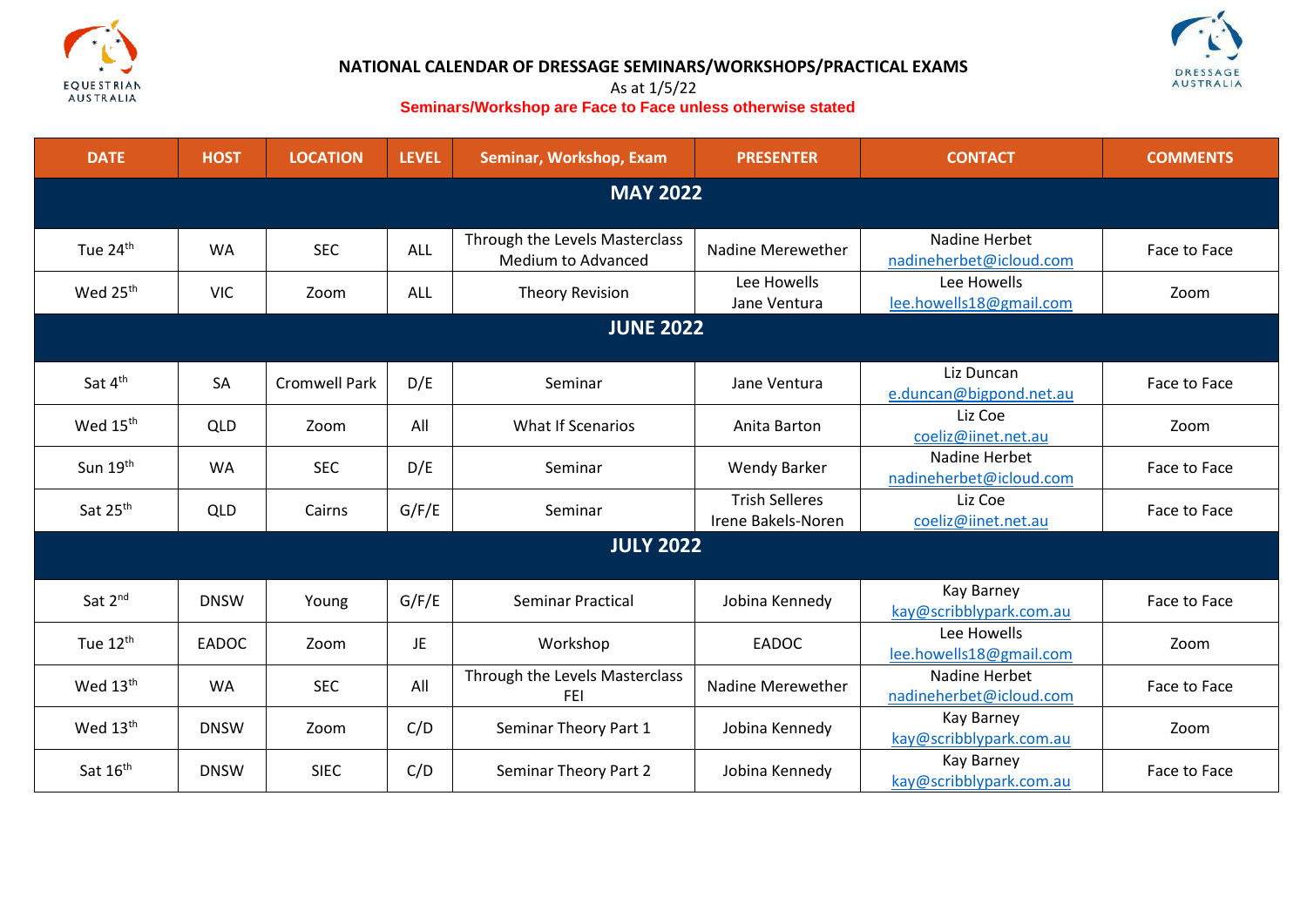# NATIONAL CALENDAR OF DRESSAGE SEMINARS/WORKSHOPS/PRACTICAL EXAMS

As at 1/5/22

**Seminars/Workshop are Face to Face unless otherwise stated**

| DATE | HOST | LOCATION | LEVEL | Seminar, Workshop, Exam | PRESENTER | CONTACT | COMMENTS |
|---|---|---|---|---|---|---|---|
| **MAY 2022** | | | | | | | |
| Tue 24th | WA | SEC | ALL | Through the Levels Masterclass Medium to Advanced | Nadine Merewether | Nadine Herbet nadineherbet@icloud.com | Face to Face |
| Wed 25th | VIC | Zoom | ALL | Theory Revision | Lee Howells Jane Ventura | Lee Howells lee.howells18@gmail.com | Zoom |
| **JUNE 2022** | | | | | | | |
| Sat 4th | SA | Cromwell Park | D/E | Seminar | Jane Ventura | Liz Duncan e.duncan@bigpond.net.au | Face to Face |
| Wed 15th | QLD | Zoom | All | What If Scenarios | Anita Barton | Liz Coe coeliz@iinet.net.au | Zoom |
| Sun 19th | WA | SEC | D/E | Seminar | Wendy Barker | Nadine Herbet nadineherbet@icloud.com | Face to Face |
| Sat 25th | QLD | Cairns | G/F/E | Seminar | Trish Selleres Irene Bakels-Noren | Liz Coe coeliz@iinet.net.au | Face to Face |
| **JULY 2022** | | | | | | | |
| Sat 2nd | DNSW | Young | G/F/E | Seminar Practical | Jobina Kennedy | Kay Barney kay@scribblypark.com.au | Face to Face |
| Tue 12th | EADOC | Zoom | JE | Workshop | EADOC | Lee Howells lee.howells18@gmail.com | Zoom |
| Wed 13th | WA | SEC | All | Through the Levels Masterclass FEI | Nadine Merewether | Nadine Herbet nadineherbet@icloud.com | Face to Face |
| Wed 13th | DNSW | Zoom | C/D | Seminar Theory Part 1 | Jobina Kennedy | Kay Barney kay@scribblypark.com.au | Zoom |
| Sat 16th | DNSW | SIEC | C/D | Seminar Theory Part 2 | Jobina Kennedy | Kay Barney kay@scribblypark.com.au | Face to Face |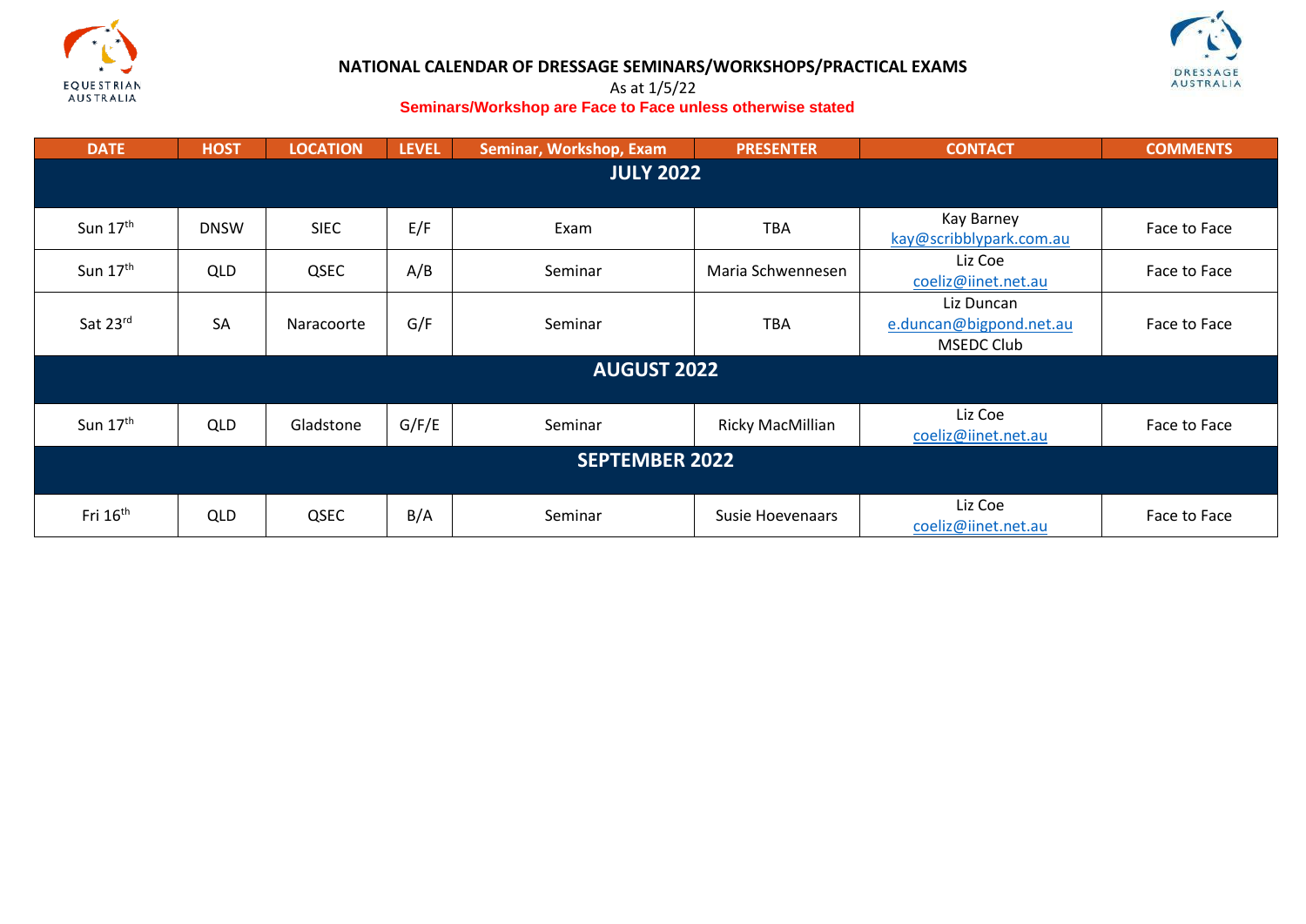**NATIONAL CALENDAR OF DRESSAGE SEMINARS/WORKSHOPS/PRACTICAL EXAMS**

As at 1/5/22

**Seminars/Workshop are Face to Face unless otherwise stated**

| DATE | HOST | LOCATION | LEVEL | Seminar, Workshop, Exam | PRESENTER | CONTACT | COMMENTS |
|---|---|---|---|---|---|---|---|
| **JULY 2022** | | | | | | | |
| Sun 17th | DNSW | SIEC | E/F | Exam | TBA | Kay Barney kay@scribblypark.com.au | Face to Face |
| Sun 17th | QLD | QSEC | A/B | Seminar | Maria Schwennesen | Liz Coe coeliz@iinet.net.au | Face to Face |
| Sat 23rd | SA | Naracoorte | G/F | Seminar | TBA | Liz Duncan e.duncan@bigpond.net.au MSEDC Club | Face to Face |
| **AUGUST 2022** | | | | | | | |
| Sun 17th | QLD | Gladstone | G/F/E | Seminar | Ricky MacMillian | Liz Coe coeliz@iinet.net.au | Face to Face |
| **SEPTEMBER 2022** | | | | | | | |
| Fri 16th | QLD | QSEC | B/A | Seminar | Susie Hoevenaars | Liz Coe coeliz@iinet.net.au | Face to Face |